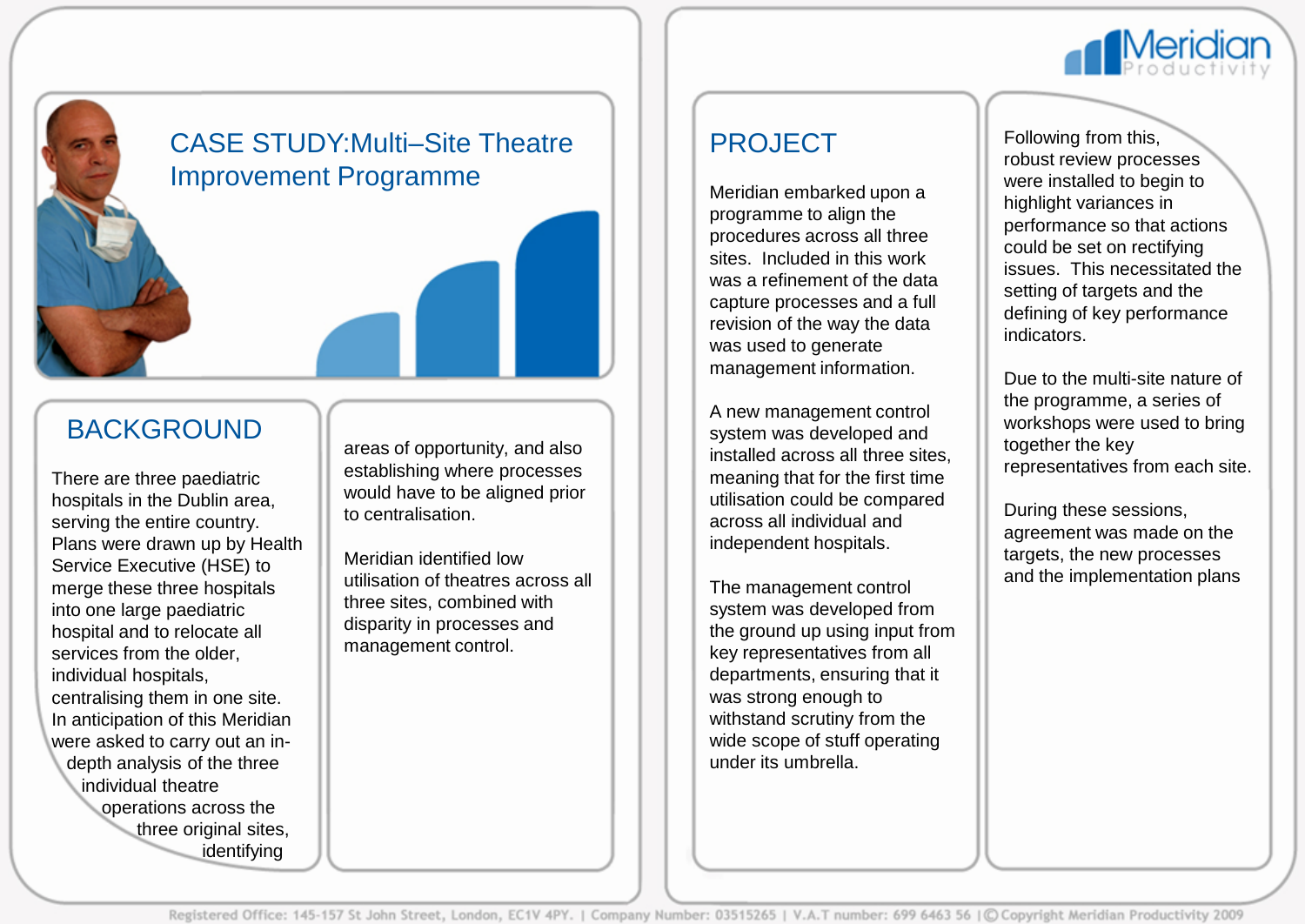Meridian Productivity

# CASE STUDY: Multi–Site Theatre Improvement Programme

## BACKGROUND

There are three paediatric hospitals in the Dublin area, serving the entire country. Plans were drawn up by Health Service Executive (HSE) to merge these three hospitals into one large paediatric hospital and to relocate all services from the older, individual hospitals, centralising them in one site. In anticipation of this Meridian were asked to carry out an in-depth analysis of the three individual theatre operations across the three original sites, identifying areas of opportunity, and also establishing where processes would have to be aligned prior to centralisation.

Meridian identified low utilisation of theatres across all three sites, combined with disparity in processes and management control.

## PROJECT

Meridian embarked upon a programme to align the procedures across all three sites. Included in this work was a refinement of the data capture processes and a full revision of the way the data was used to generate management information.

A new management control system was developed and installed across all three sites, meaning that for the first time utilisation could be compared across all individual and independent hospitals.

The management control system was developed from the ground up using input from key representatives from all departments, ensuring that it was strong enough to withstand scrutiny from the wide scope of stuff operating under its umbrella.

Following from this, robust review processes were installed to begin to highlight variances in performance so that actions could be set on rectifying issues. This necessitated the setting of targets and the defining of key performance indicators.

Due to the multi-site nature of the programme, a series of workshops were used to bring together the key representatives from each site.

During these sessions, agreement was made on the targets, the new processes and the implementation plans

Registered Office: 145-157 St John Street, London, EC1V 4PY. | Company Number: 03515265 | V.A.T number: 699 6463 56 | © Copyright Meridian Productivity 2009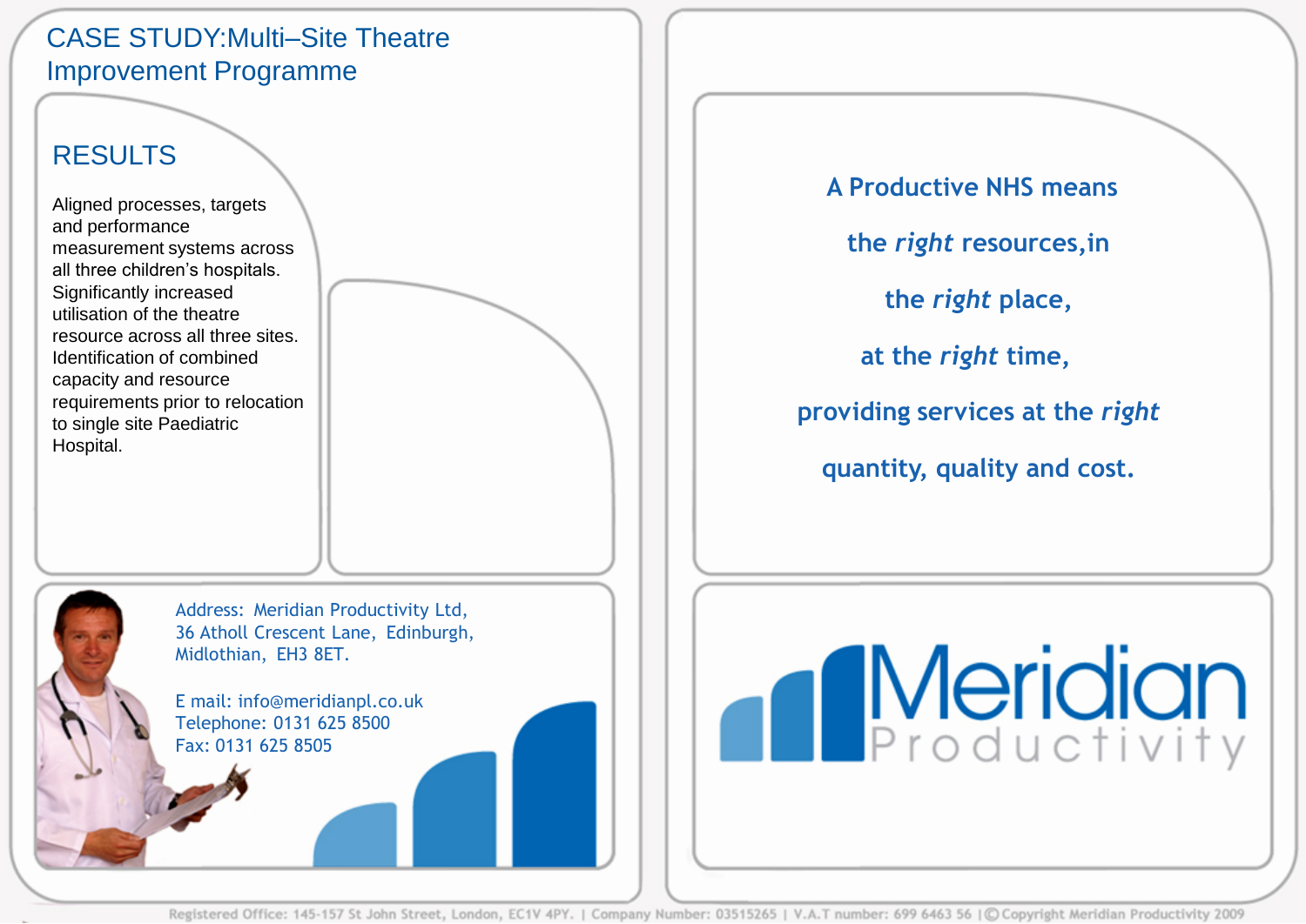# CASE STUDY:Multi–Site Theatre Improvement Programme

## RESULTS

Aligned processes, targets and performance measurement systems across all three children's hospitals. Significantly increased utilisation of the theatre resource across all three sites. Identification of combined capacity and resource requirements prior to relocation to single site Paediatric Hospital.

Address: Meridian Productivity Ltd,
36 Atholl Crescent Lane, Edinburgh,
Midlothian, EH3 8ET.

E mail: info@meridianpl.co.uk
Telephone: 0131 625 8500
Fax: 0131 625 8505

**A Productive NHS means**

**the *right* resources,in**

**the *right* place,**

**at the *right* time,**

**providing services at the *right***

**quantity, quality and cost.**

Meridian Productivity

Registered Office: 145-157 St John Street, London, EC1V 4PY. | Company Number: 03515265 | V.A.T number: 699 6463 56 | © Copyright Meridian Productivity 2009